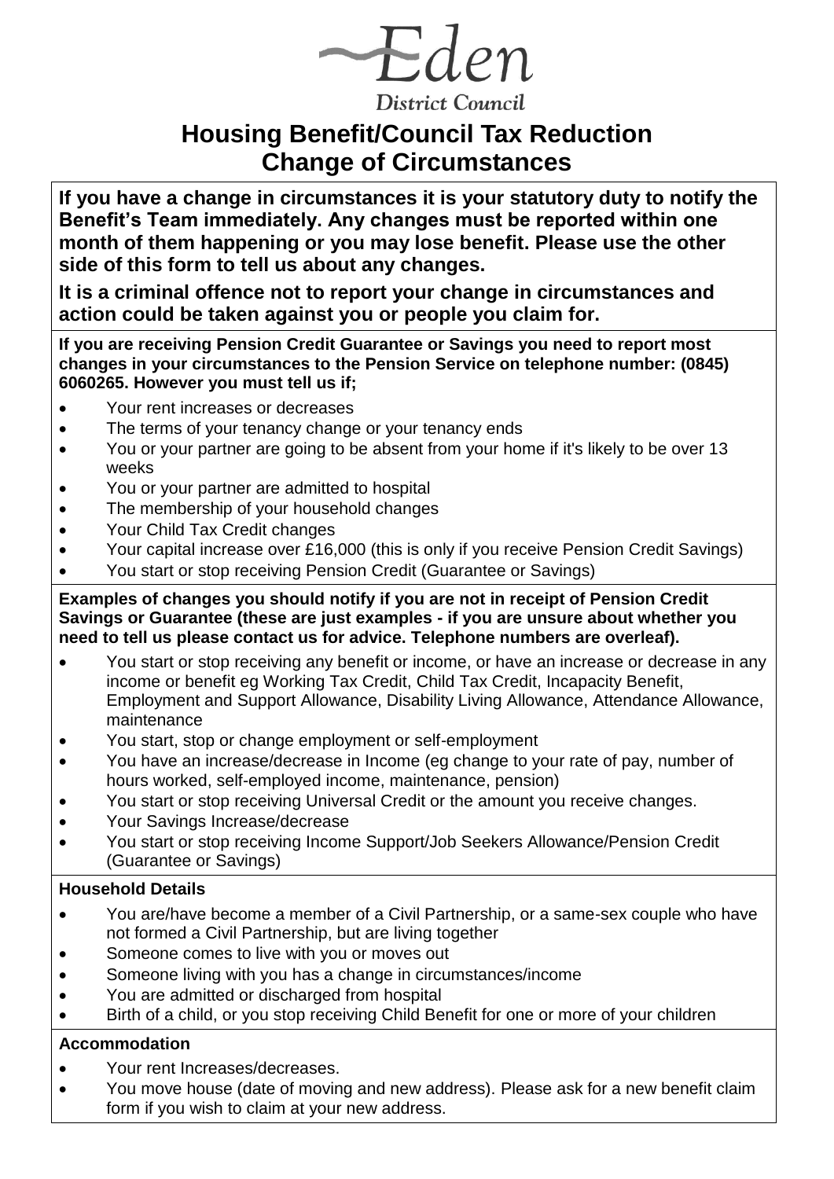Eden
District Council

# Housing Benefit/Council Tax Reduction Change of Circumstances

**If you have a change in circumstances it is your statutory duty to notify the Benefit's Team immediately. Any changes must be reported within one month of them happening or you may lose benefit. Please use the other side of this form to tell us about any changes.**

**It is a criminal offence not to report your change in circumstances and action could be taken against you or people you claim for.**

**If you are receiving Pension Credit Guarantee or Savings you need to report most changes in your circumstances to the Pension Service on telephone number: (0845) 6060265. However you must tell us if;**

- Your rent increases or decreases
- The terms of your tenancy change or your tenancy ends
- You or your partner are going to be absent from your home if it's likely to be over 13 weeks
- You or your partner are admitted to hospital
- The membership of your household changes
- Your Child Tax Credit changes
- Your capital increase over £16,000 (this is only if you receive Pension Credit Savings)
- You start or stop receiving Pension Credit (Guarantee or Savings)

**Examples of changes you should notify if you are not in receipt of Pension Credit Savings or Guarantee (these are just examples - if you are unsure about whether you need to tell us please contact us for advice. Telephone numbers are overleaf).**

- You start or stop receiving any benefit or income, or have an increase or decrease in any income or benefit eg Working Tax Credit, Child Tax Credit, Incapacity Benefit, Employment and Support Allowance, Disability Living Allowance, Attendance Allowance, maintenance
- You start, stop or change employment or self-employment
- You have an increase/decrease in Income (eg change to your rate of pay, number of hours worked, self-employed income, maintenance, pension)
- You start or stop receiving Universal Credit or the amount you receive changes.
- Your Savings Increase/decrease
- You start or stop receiving Income Support/Job Seekers Allowance/Pension Credit (Guarantee or Savings)

**Household Details**

- You are/have become a member of a Civil Partnership, or a same-sex couple who have not formed a Civil Partnership, but are living together
- Someone comes to live with you or moves out
- Someone living with you has a change in circumstances/income
- You are admitted or discharged from hospital
- Birth of a child, or you stop receiving Child Benefit for one or more of your children

**Accommodation**

- Your rent Increases/decreases.
- You move house (date of moving and new address). Please ask for a new benefit claim form if you wish to claim at your new address.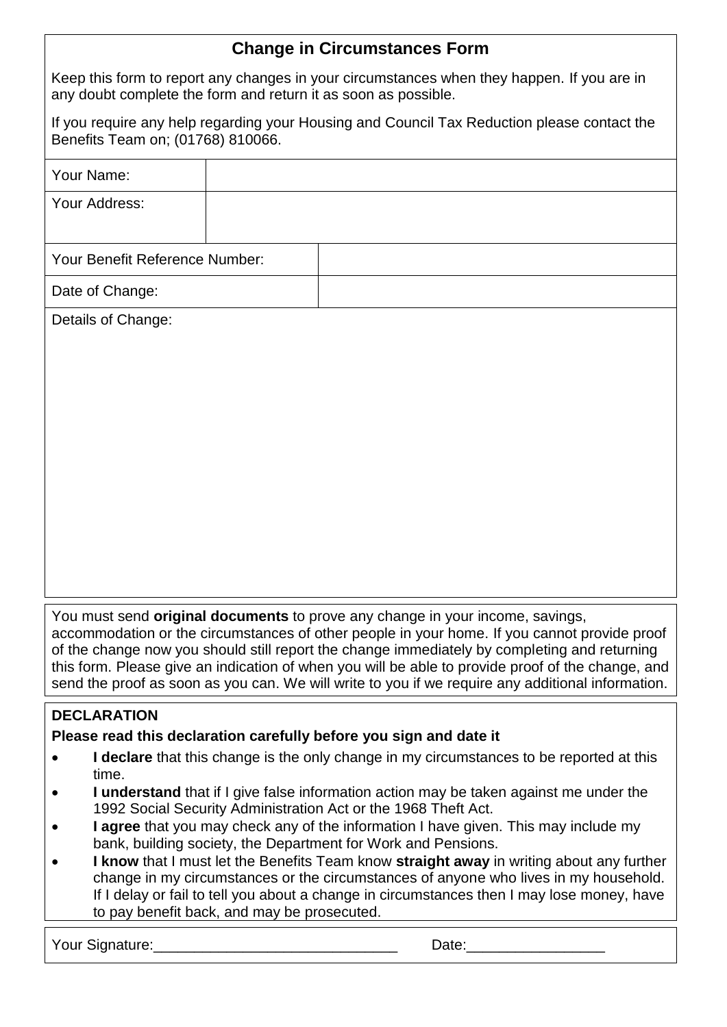## Change in Circumstances Form

Keep this form to report any changes in your circumstances when they happen. If you are in any doubt complete the form and return it as soon as possible.

If you require any help regarding your Housing and Council Tax Reduction please contact the Benefits Team on; (01768) 810066.

| | |
|---|---|
| Your Name: | |
| Your Address: | |
| Your Benefit Reference Number: | |
| Date of Change: | |

Details of Change:

You must send **original documents** to prove any change in your income, savings, accommodation or the circumstances of other people in your home. If you cannot provide proof of the change now you should still report the change immediately by completing and returning this form. Please give an indication of when you will be able to provide proof of the change, and send the proof as soon as you can. We will write to you if we require any additional information.

**DECLARATION**

**Please read this declaration carefully before you sign and date it**

- **I declare** that this change is the only change in my circumstances to be reported at this time.
- **I understand** that if I give false information action may be taken against me under the 1992 Social Security Administration Act or the 1968 Theft Act.
- **I agree** that you may check any of the information I have given. This may include my bank, building society, the Department for Work and Pensions.
- **I know** that I must let the Benefits Team know **straight away** in writing about any further change in my circumstances or the circumstances of anyone who lives in my household. If I delay or fail to tell you about a change in circumstances then I may lose money, have to pay benefit back, and may be prosecuted.

Your Signature:______________________________ Date:_________________